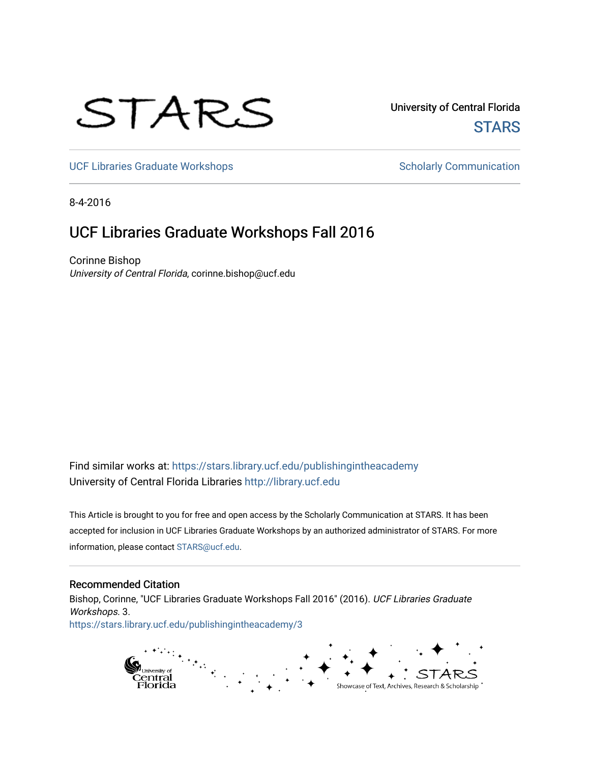STARS

University of Central Florida

STARS

UCF Libraries Graduate Workshops

Scholarly Communication

8-4-2016

# UCF Libraries Graduate Workshops Fall 2016

Corinne Bishop
*University of Central Florida*, corinne.bishop@ucf.edu

Find similar works at: https://stars.library.ucf.edu/publishingintheacademy
University of Central Florida Libraries http://library.ucf.edu

This Article is brought to you for free and open access by the Scholarly Communication at STARS. It has been accepted for inclusion in UCF Libraries Graduate Workshops by an authorized administrator of STARS. For more information, please contact STARS@ucf.edu.

## Recommended Citation

Bishop, Corinne, "UCF Libraries Graduate Workshops Fall 2016" (2016). *UCF Libraries Graduate Workshops*. 3.
https://stars.library.ucf.edu/publishingintheacademy/3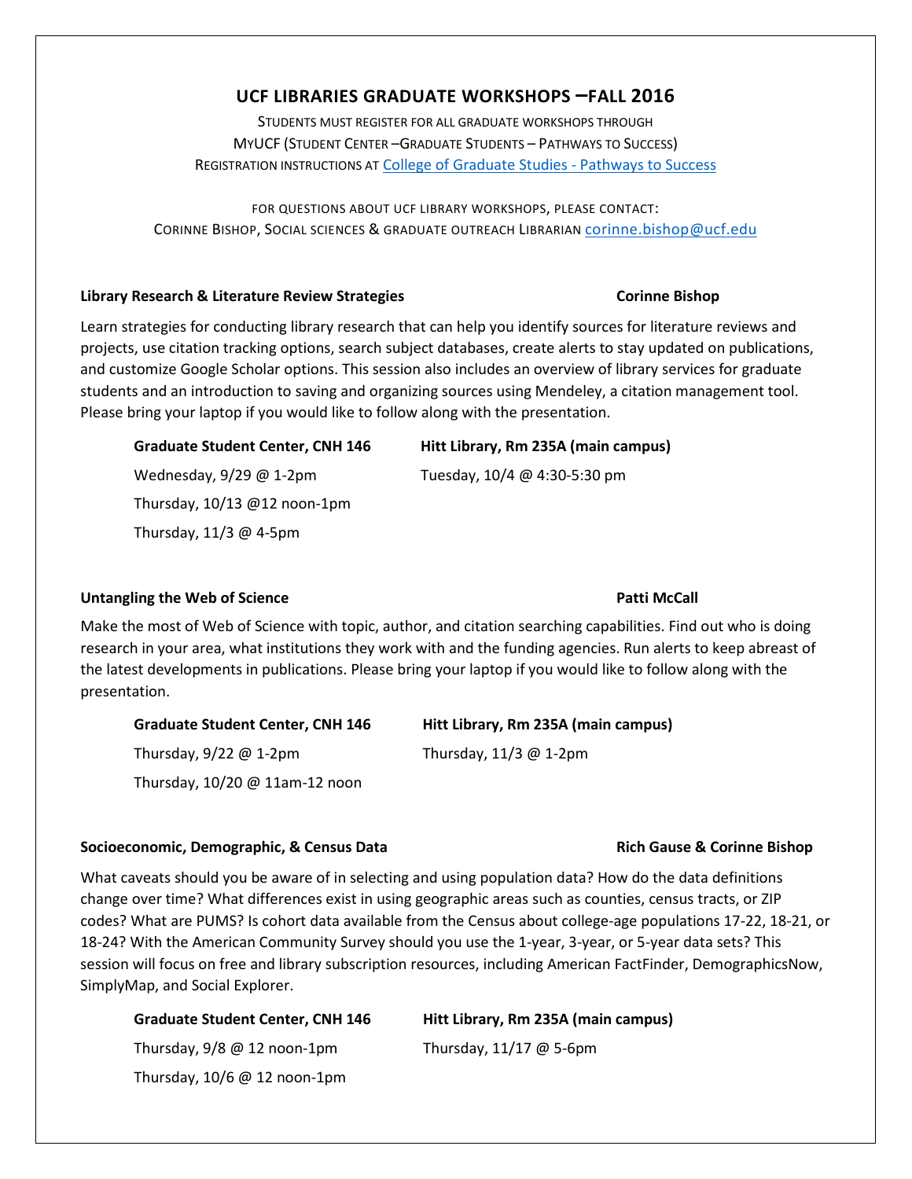# UCF LIBRARIES GRADUATE WORKSHOPS –FALL 2016

STUDENTS MUST REGISTER FOR ALL GRADUATE WORKSHOPS THROUGH
MYUCF (STUDENT CENTER –GRADUATE STUDENTS – PATHWAYS TO SUCCESS)
REGISTRATION INSTRUCTIONS AT [College of Graduate Studies - Pathways to Success]

FOR QUESTIONS ABOUT UCF LIBRARY WORKSHOPS, PLEASE CONTACT:
CORINNE BISHOP, SOCIAL SCIENCES & GRADUATE OUTREACH LIBRARIAN corinne.bishop@ucf.edu

### Library Research & Literature Review Strategies — Corinne Bishop

Learn strategies for conducting library research that can help you identify sources for literature reviews and projects, use citation tracking options, search subject databases, create alerts to stay updated on publications, and customize Google Scholar options. This session also includes an overview of library services for graduate students and an introduction to saving and organizing sources using Mendeley, a citation management tool. Please bring your laptop if you would like to follow along with the presentation.

| Graduate Student Center, CNH 146 | Hitt Library, Rm 235A (main campus) |
| --- | --- |
| Wednesday, 9/29 @ 1-2pm | Tuesday, 10/4 @ 4:30-5:30 pm |
| Thursday, 10/13 @12 noon-1pm | |
| Thursday, 11/3 @ 4-5pm | |

### Untangling the Web of Science — Patti McCall

Make the most of Web of Science with topic, author, and citation searching capabilities. Find out who is doing research in your area, what institutions they work with and the funding agencies. Run alerts to keep abreast of the latest developments in publications. Please bring your laptop if you would like to follow along with the presentation.

| Graduate Student Center, CNH 146 | Hitt Library, Rm 235A (main campus) |
| --- | --- |
| Thursday, 9/22 @ 1-2pm | Thursday, 11/3 @ 1-2pm |
| Thursday, 10/20 @ 11am-12 noon | |

### Socioeconomic, Demographic, & Census Data — Rich Gause & Corinne Bishop

What caveats should you be aware of in selecting and using population data? How do the data definitions change over time? What differences exist in using geographic areas such as counties, census tracts, or ZIP codes? What are PUMS? Is cohort data available from the Census about college-age populations 17-22, 18-21, or 18-24? With the American Community Survey should you use the 1-year, 3-year, or 5-year data sets? This session will focus on free and library subscription resources, including American FactFinder, DemographicsNow, SimplyMap, and Social Explorer.

| Graduate Student Center, CNH 146 | Hitt Library, Rm 235A (main campus) |
| --- | --- |
| Thursday, 9/8 @ 12 noon-1pm | Thursday, 11/17 @ 5-6pm |
| Thursday, 10/6 @ 12 noon-1pm | |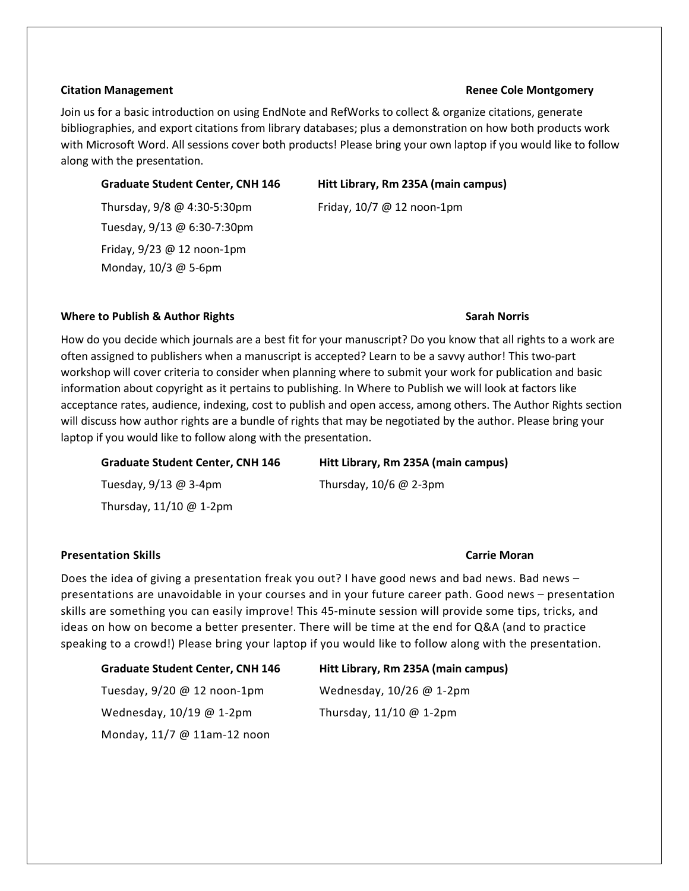**Citation Management** **Renee Cole Montgomery**

Join us for a basic introduction on using EndNote and RefWorks to collect & organize citations, generate bibliographies, and export citations from library databases; plus a demonstration on how both products work with Microsoft Word. All sessions cover both products! Please bring your own laptop if you would like to follow along with the presentation.

| Graduate Student Center, CNH 146 | Hitt Library, Rm 235A (main campus) |
| --- | --- |
| Thursday, 9/8 @ 4:30-5:30pm | Friday, 10/7 @ 12 noon-1pm |
| Tuesday, 9/13 @ 6:30-7:30pm | |
| Friday, 9/23 @ 12 noon-1pm | |
| Monday, 10/3 @ 5-6pm | |

**Where to Publish & Author Rights** **Sarah Norris**

How do you decide which journals are a best fit for your manuscript? Do you know that all rights to a work are often assigned to publishers when a manuscript is accepted? Learn to be a savvy author! This two-part workshop will cover criteria to consider when planning where to submit your work for publication and basic information about copyright as it pertains to publishing. In Where to Publish we will look at factors like acceptance rates, audience, indexing, cost to publish and open access, among others. The Author Rights section will discuss how author rights are a bundle of rights that may be negotiated by the author. Please bring your laptop if you would like to follow along with the presentation.

| Graduate Student Center, CNH 146 | Hitt Library, Rm 235A (main campus) |
| --- | --- |
| Tuesday, 9/13 @ 3-4pm | Thursday, 10/6 @ 2-3pm |
| Thursday, 11/10 @ 1-2pm | |

**Presentation Skills** **Carrie Moran**

Does the idea of giving a presentation freak you out? I have good news and bad news. Bad news – presentations are unavoidable in your courses and in your future career path. Good news – presentation skills are something you can easily improve! This 45-minute session will provide some tips, tricks, and ideas on how on become a better presenter. There will be time at the end for Q&A (and to practice speaking to a crowd!) Please bring your laptop if you would like to follow along with the presentation.

| Graduate Student Center, CNH 146 | Hitt Library, Rm 235A (main campus) |
| --- | --- |
| Tuesday, 9/20 @ 12 noon-1pm | Wednesday, 10/26 @ 1-2pm |
| Wednesday, 10/19 @ 1-2pm | Thursday, 11/10 @ 1-2pm |
| Monday, 11/7 @ 11am-12 noon | |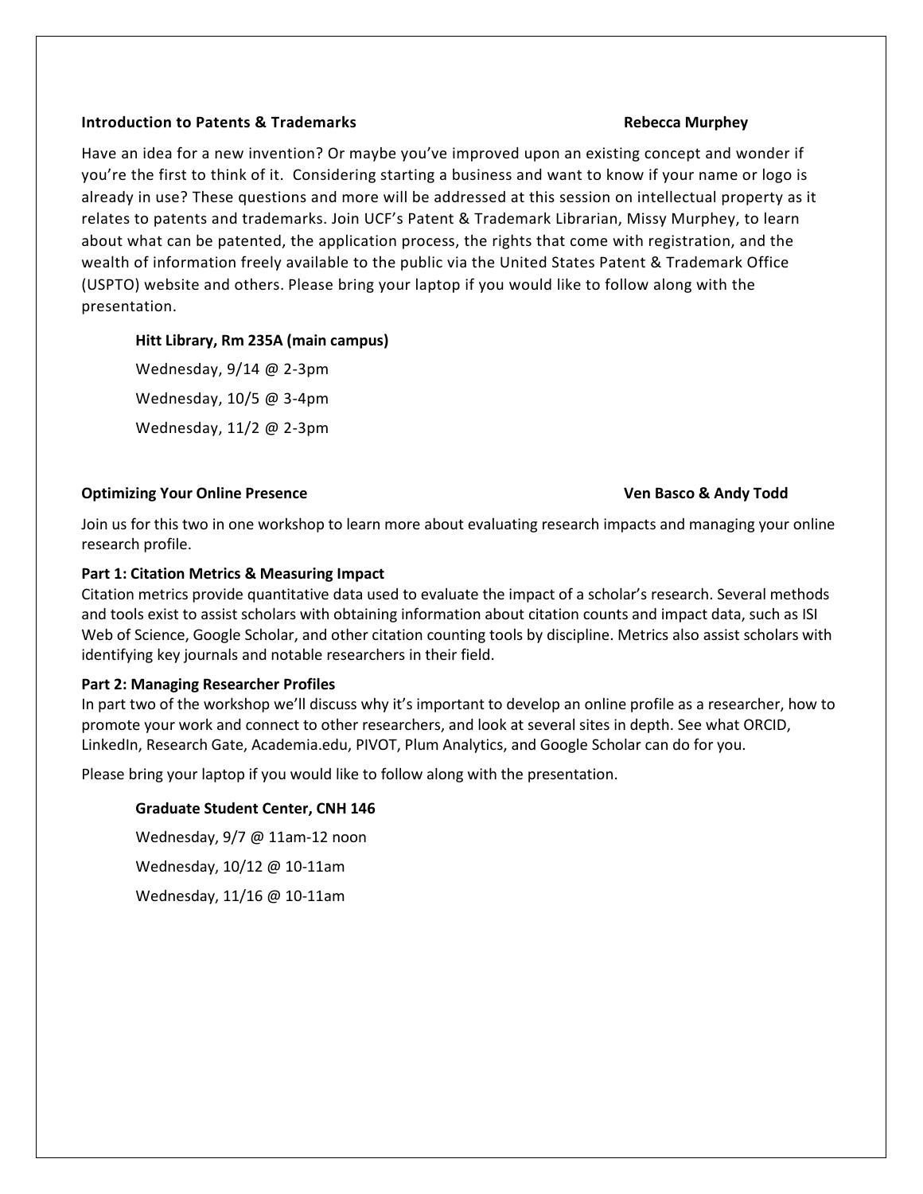**Introduction to Patents & Trademarks** **Rebecca Murphey**

Have an idea for a new invention? Or maybe you've improved upon an existing concept and wonder if you're the first to think of it. Considering starting a business and want to know if your name or logo is already in use? These questions and more will be addressed at this session on intellectual property as it relates to patents and trademarks. Join UCF's Patent & Trademark Librarian, Missy Murphey, to learn about what can be patented, the application process, the rights that come with registration, and the wealth of information freely available to the public via the United States Patent & Trademark Office (USPTO) website and others. Please bring your laptop if you would like to follow along with the presentation.

**Hitt Library, Rm 235A (main campus)**

Wednesday, 9/14 @ 2-3pm

Wednesday, 10/5 @ 3-4pm

Wednesday, 11/2 @ 2-3pm

**Optimizing Your Online Presence** **Ven Basco & Andy Todd**

Join us for this two in one workshop to learn more about evaluating research impacts and managing your online research profile.

**Part 1: Citation Metrics & Measuring Impact**

Citation metrics provide quantitative data used to evaluate the impact of a scholar's research. Several methods and tools exist to assist scholars with obtaining information about citation counts and impact data, such as ISI Web of Science, Google Scholar, and other citation counting tools by discipline. Metrics also assist scholars with identifying key journals and notable researchers in their field.

**Part 2: Managing Researcher Profiles**

In part two of the workshop we'll discuss why it's important to develop an online profile as a researcher, how to promote your work and connect to other researchers, and look at several sites in depth. See what ORCID, LinkedIn, Research Gate, Academia.edu, PIVOT, Plum Analytics, and Google Scholar can do for you.

Please bring your laptop if you would like to follow along with the presentation.

**Graduate Student Center, CNH 146**

Wednesday, 9/7 @ 11am-12 noon

Wednesday, 10/12 @ 10-11am

Wednesday, 11/16 @ 10-11am